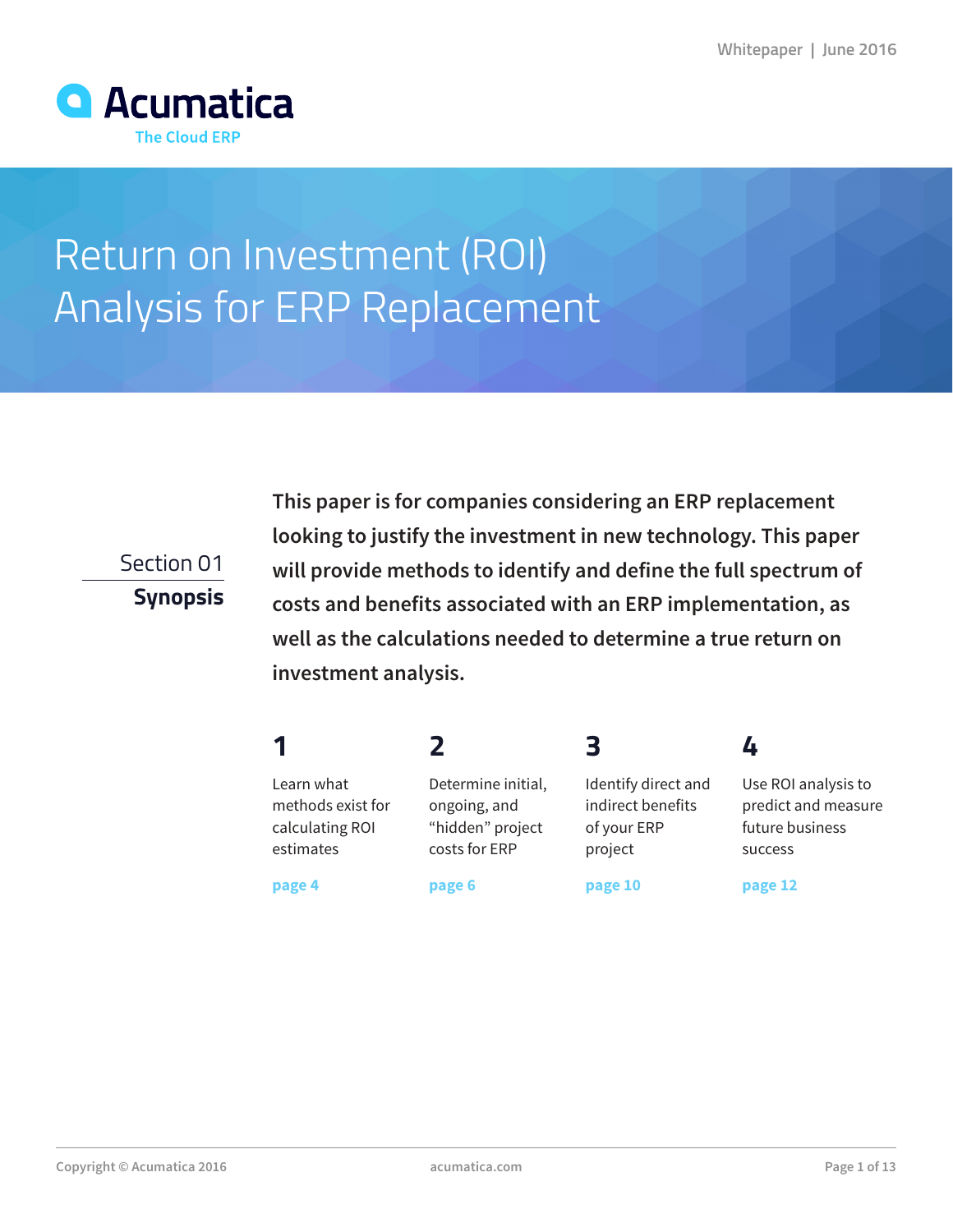Whitepaper | June 2016

Acumatica
The Cloud ERP

# Return on Investment (ROI) Analysis for ERP Replacement

## Section 01 Synopsis

**This paper is for companies considering an ERP replacement looking to justify the investment in new technology. This paper will provide methods to identify and define the full spectrum of costs and benefits associated with an ERP implementation, as well as the calculations needed to determine a true return on investment analysis.**

**1**

Learn what methods exist for calculating ROI estimates

**page 4**

**2**

Determine initial, ongoing, and “hidden” project costs for ERP

**page 6**

**3**

Identify direct and indirect benefits of your ERP project

**page 10**

**4**

Use ROI analysis to predict and measure future business success

**page 12**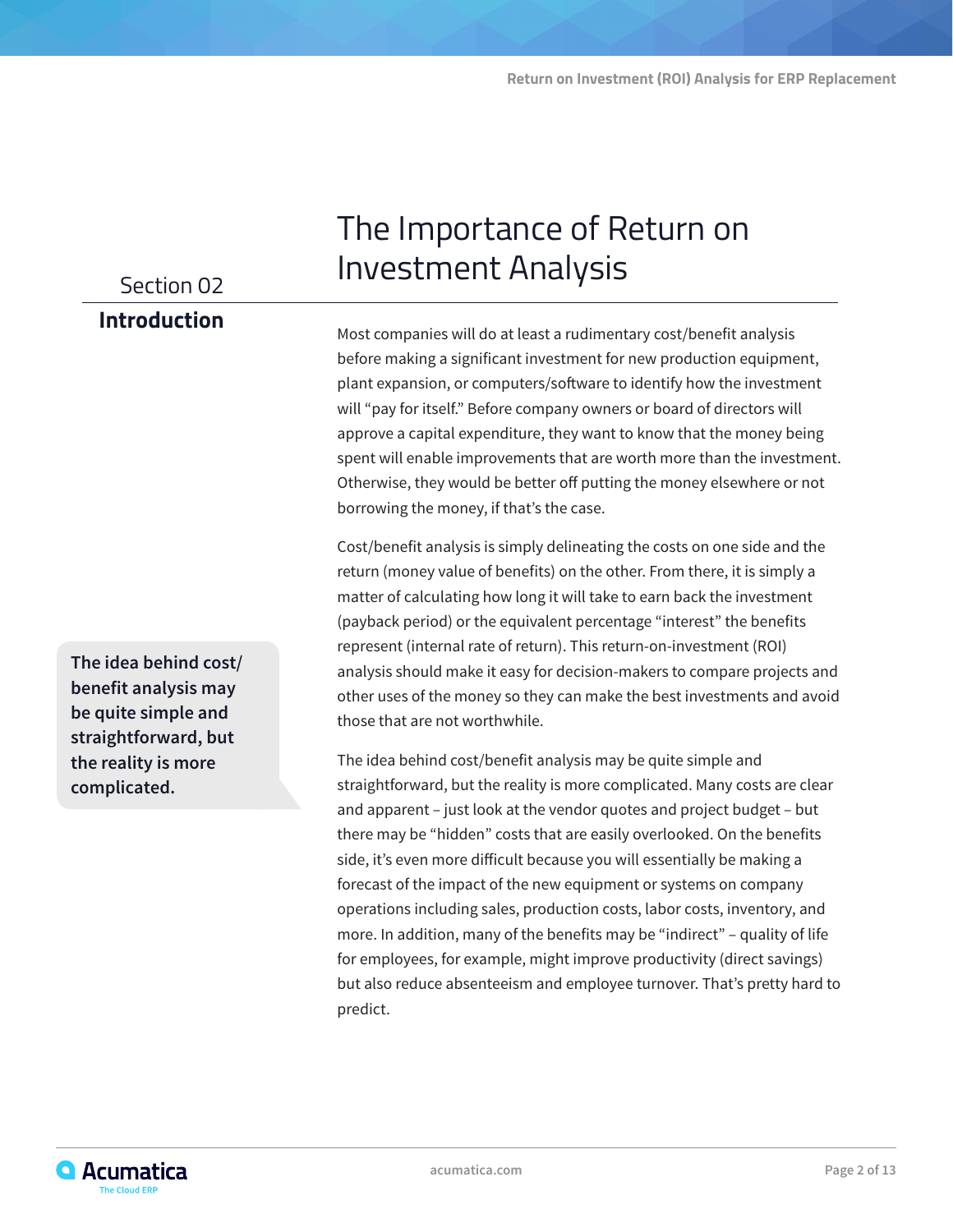Section 02

## Introduction

# The Importance of Return on Investment Analysis

Most companies will do at least a rudimentary cost/benefit analysis before making a significant investment for new production equipment, plant expansion, or computers/software to identify how the investment will "pay for itself." Before company owners or board of directors will approve a capital expenditure, they want to know that the money being spent will enable improvements that are worth more than the investment. Otherwise, they would be better off putting the money elsewhere or not borrowing the money, if that's the case.

Cost/benefit analysis is simply delineating the costs on one side and the return (money value of benefits) on the other. From there, it is simply a matter of calculating how long it will take to earn back the investment (payback period) or the equivalent percentage "interest" the benefits represent (internal rate of return). This return-on-investment (ROI) analysis should make it easy for decision-makers to compare projects and other uses of the money so they can make the best investments and avoid those that are not worthwhile.

**The idea behind cost/benefit analysis may be quite simple and straightforward, but the reality is more complicated.**

The idea behind cost/benefit analysis may be quite simple and straightforward, but the reality is more complicated. Many costs are clear and apparent – just look at the vendor quotes and project budget – but there may be "hidden" costs that are easily overlooked. On the benefits side, it's even more difficult because you will essentially be making a forecast of the impact of the new equipment or systems on company operations including sales, production costs, labor costs, inventory, and more. In addition, many of the benefits may be "indirect" – quality of life for employees, for example, might improve productivity (direct savings) but also reduce absenteeism and employee turnover. That's pretty hard to predict.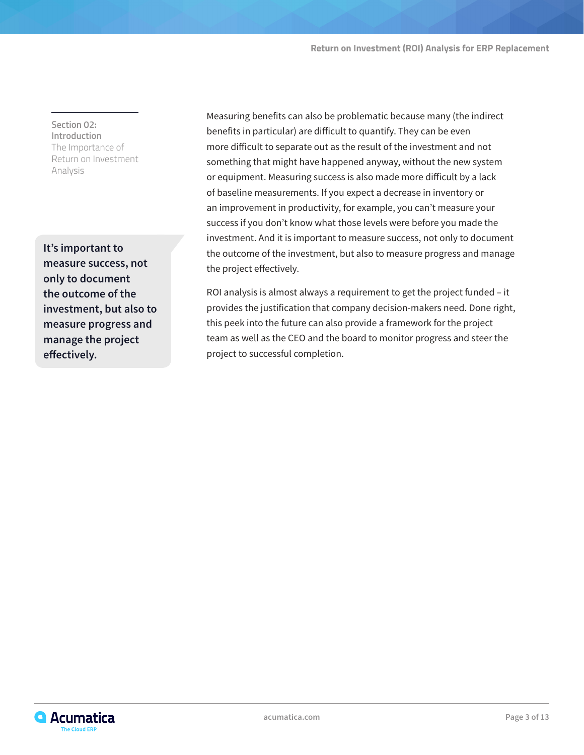Section 02: Introduction
The Importance of Return on Investment Analysis

> **It's important to measure success, not only to document the outcome of the investment, but also to measure progress and manage the project effectively.**

Measuring benefits can also be problematic because many (the indirect benefits in particular) are difficult to quantify. They can be even more difficult to separate out as the result of the investment and not something that might have happened anyway, without the new system or equipment. Measuring success is also made more difficult by a lack of baseline measurements. If you expect a decrease in inventory or an improvement in productivity, for example, you can't measure your success if you don't know what those levels were before you made the investment. And it is important to measure success, not only to document the outcome of the investment, but also to measure progress and manage the project effectively.

ROI analysis is almost always a requirement to get the project funded – it provides the justification that company decision-makers need. Done right, this peek into the future can also provide a framework for the project team as well as the CEO and the board to monitor progress and steer the project to successful completion.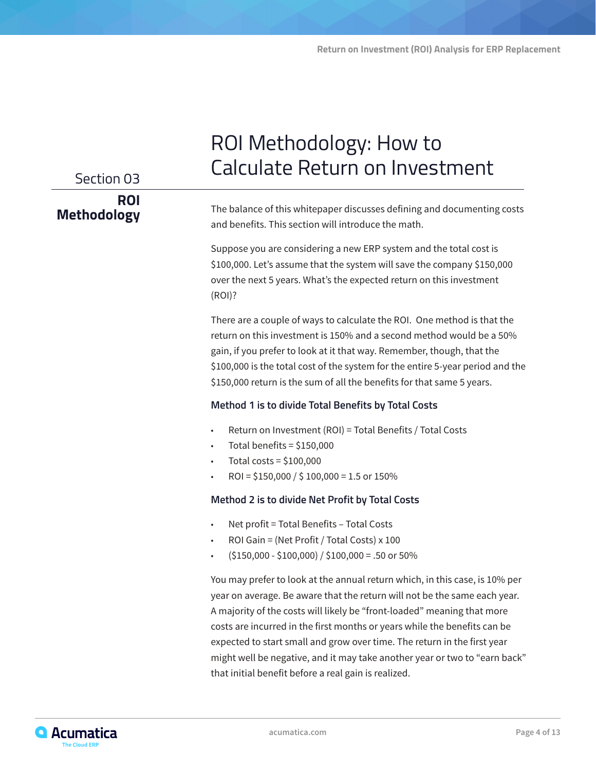Section 03

**ROI Methodology**

# ROI Methodology: How to Calculate Return on Investment

The balance of this whitepaper discusses defining and documenting costs and benefits. This section will introduce the math.

Suppose you are considering a new ERP system and the total cost is $100,000. Let's assume that the system will save the company $150,000 over the next 5 years. What's the expected return on this investment (ROI)?

There are a couple of ways to calculate the ROI. One method is that the return on this investment is 150% and a second method would be a 50% gain, if you prefer to look at it that way. Remember, though, that the $100,000 is the total cost of the system for the entire 5-year period and the $150,000 return is the sum of all the benefits for that same 5 years.

**Method 1 is to divide Total Benefits by Total Costs**

- Return on Investment (ROI) = Total Benefits / Total Costs
- Total benefits = $150,000
- Total costs = $100,000
- ROI = $150,000 / $ 100,000 = 1.5 or 150%

**Method 2 is to divide Net Profit by Total Costs**

- Net profit = Total Benefits – Total Costs
- ROI Gain = (Net Profit / Total Costs) x 100
- ($150,000 - $100,000) / $100,000 = .50 or 50%

You may prefer to look at the annual return which, in this case, is 10% per year on average. Be aware that the return will not be the same each year. A majority of the costs will likely be "front-loaded" meaning that more costs are incurred in the first months or years while the benefits can be expected to start small and grow over time. The return in the first year might well be negative, and it may take another year or two to "earn back" that initial benefit before a real gain is realized.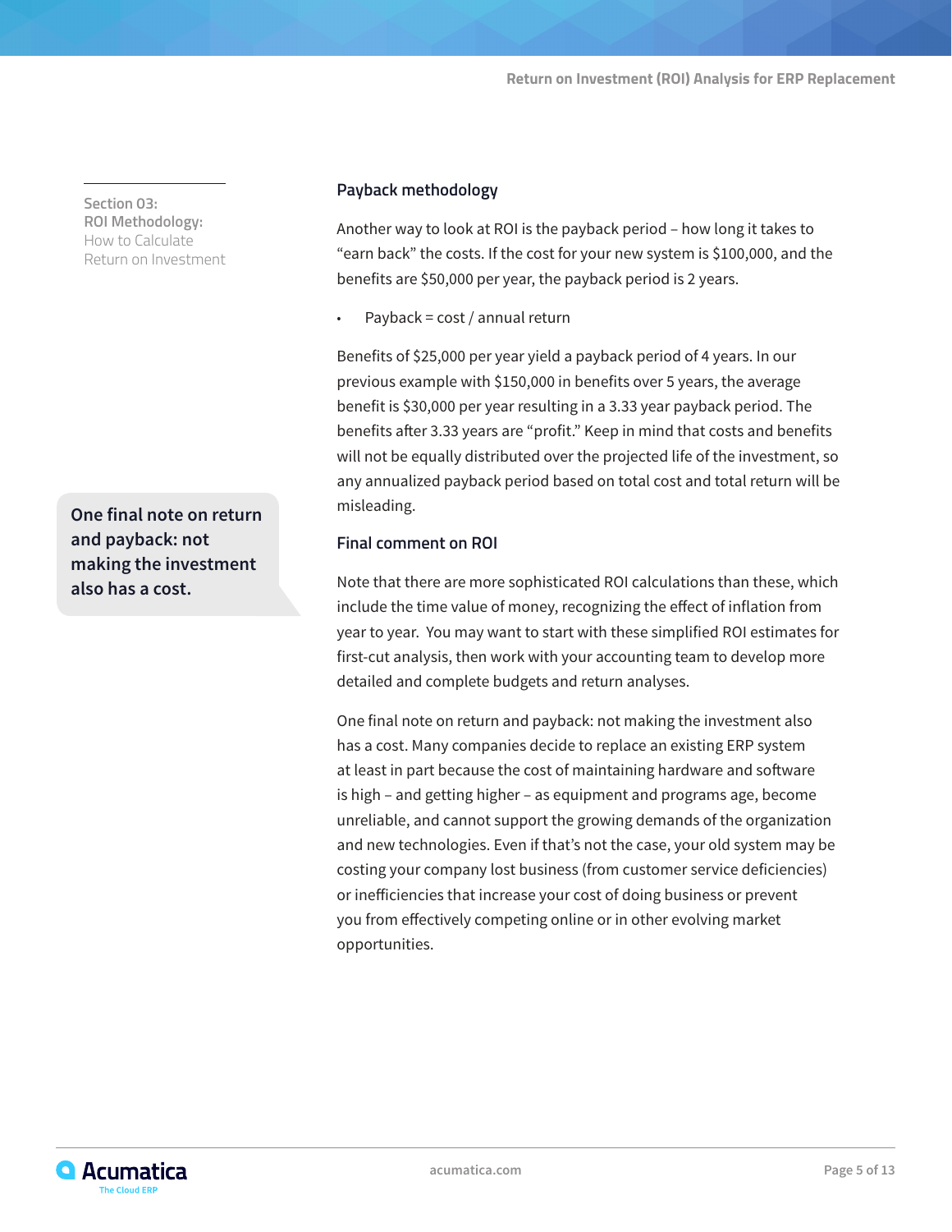Section 03:
**ROI Methodology:**
How to Calculate Return on Investment

### Payback methodology

Another way to look at ROI is the payback period – how long it takes to "earn back" the costs. If the cost for your new system is $100,000, and the benefits are $50,000 per year, the payback period is 2 years.

- Payback = cost / annual return

Benefits of $25,000 per year yield a payback period of 4 years. In our previous example with $150,000 in benefits over 5 years, the average benefit is $30,000 per year resulting in a 3.33 year payback period. The benefits after 3.33 years are "profit." Keep in mind that costs and benefits will not be equally distributed over the projected life of the investment, so any annualized payback period based on total cost and total return will be misleading.

> **One final note on return and payback: not making the investment also has a cost.**

### Final comment on ROI

Note that there are more sophisticated ROI calculations than these, which include the time value of money, recognizing the effect of inflation from year to year. You may want to start with these simplified ROI estimates for first-cut analysis, then work with your accounting team to develop more detailed and complete budgets and return analyses.

One final note on return and payback: not making the investment also has a cost. Many companies decide to replace an existing ERP system at least in part because the cost of maintaining hardware and software is high – and getting higher – as equipment and programs age, become unreliable, and cannot support the growing demands of the organization and new technologies. Even if that's not the case, your old system may be costing your company lost business (from customer service deficiencies) or inefficiencies that increase your cost of doing business or prevent you from effectively competing online or in other evolving market opportunities.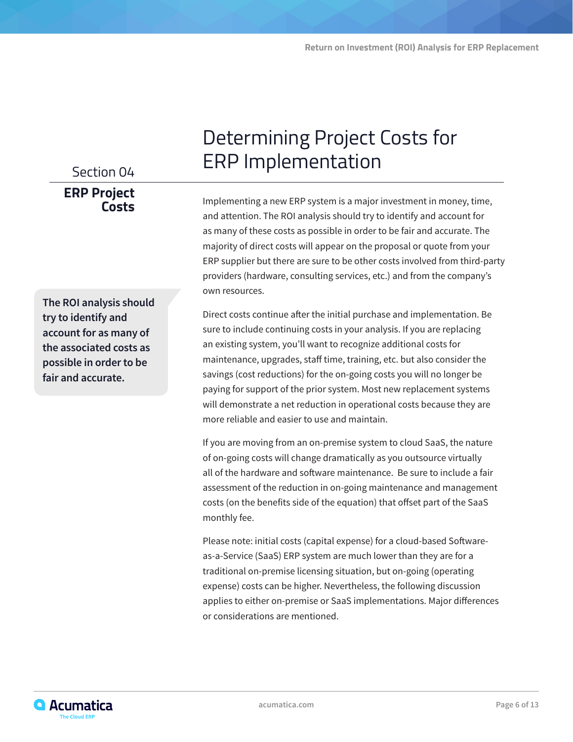Section 04

**ERP Project Costs**

# Determining Project Costs for ERP Implementation

Implementing a new ERP system is a major investment in money, time, and attention. The ROI analysis should try to identify and account for as many of these costs as possible in order to be fair and accurate. The majority of direct costs will appear on the proposal or quote from your ERP supplier but there are sure to be other costs involved from third-party providers (hardware, consulting services, etc.) and from the company's own resources.

**The ROI analysis should try to identify and account for as many of the associated costs as possible in order to be fair and accurate.**

Direct costs continue after the initial purchase and implementation. Be sure to include continuing costs in your analysis. If you are replacing an existing system, you'll want to recognize additional costs for maintenance, upgrades, staff time, training, etc. but also consider the savings (cost reductions) for the on-going costs you will no longer be paying for support of the prior system. Most new replacement systems will demonstrate a net reduction in operational costs because they are more reliable and easier to use and maintain.

If you are moving from an on-premise system to cloud SaaS, the nature of on-going costs will change dramatically as you outsource virtually all of the hardware and software maintenance. Be sure to include a fair assessment of the reduction in on-going maintenance and management costs (on the benefits side of the equation) that offset part of the SaaS monthly fee.

Please note: initial costs (capital expense) for a cloud-based Software-as-a-Service (SaaS) ERP system are much lower than they are for a traditional on-premise licensing situation, but on-going (operating expense) costs can be higher. Nevertheless, the following discussion applies to either on-premise or SaaS implementations. Major differences or considerations are mentioned.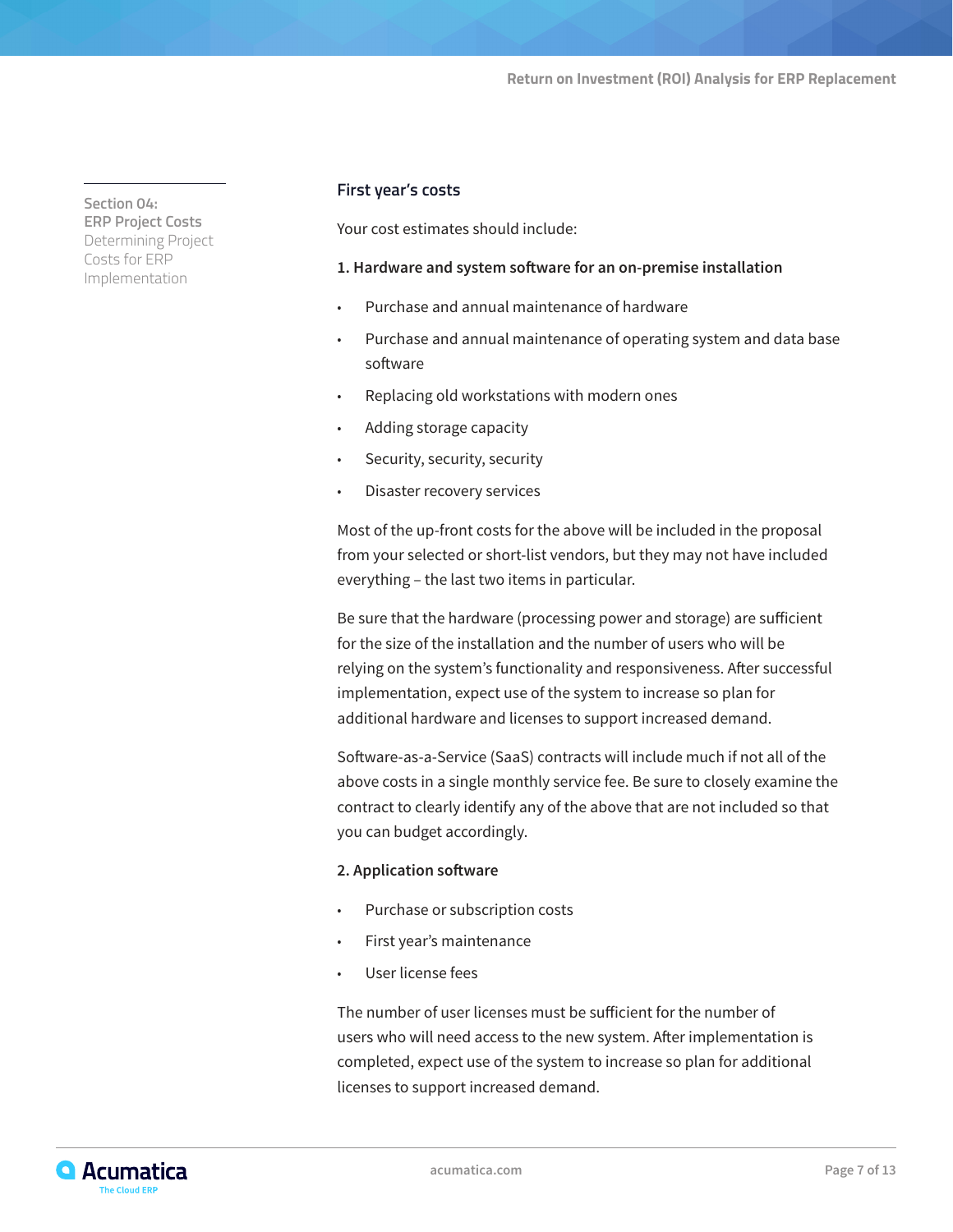Section 04:
**ERP Project Costs**
Determining Project Costs for ERP Implementation

### First year's costs

Your cost estimates should include:

**1. Hardware and system software for an on-premise installation**

- Purchase and annual maintenance of hardware
- Purchase and annual maintenance of operating system and data base software
- Replacing old workstations with modern ones
- Adding storage capacity
- Security, security, security
- Disaster recovery services

Most of the up-front costs for the above will be included in the proposal from your selected or short-list vendors, but they may not have included everything – the last two items in particular.

Be sure that the hardware (processing power and storage) are sufficient for the size of the installation and the number of users who will be relying on the system's functionality and responsiveness. After successful implementation, expect use of the system to increase so plan for additional hardware and licenses to support increased demand.

Software-as-a-Service (SaaS) contracts will include much if not all of the above costs in a single monthly service fee. Be sure to closely examine the contract to clearly identify any of the above that are not included so that you can budget accordingly.

**2. Application software**

- Purchase or subscription costs
- First year's maintenance
- User license fees

The number of user licenses must be sufficient for the number of users who will need access to the new system. After implementation is completed, expect use of the system to increase so plan for additional licenses to support increased demand.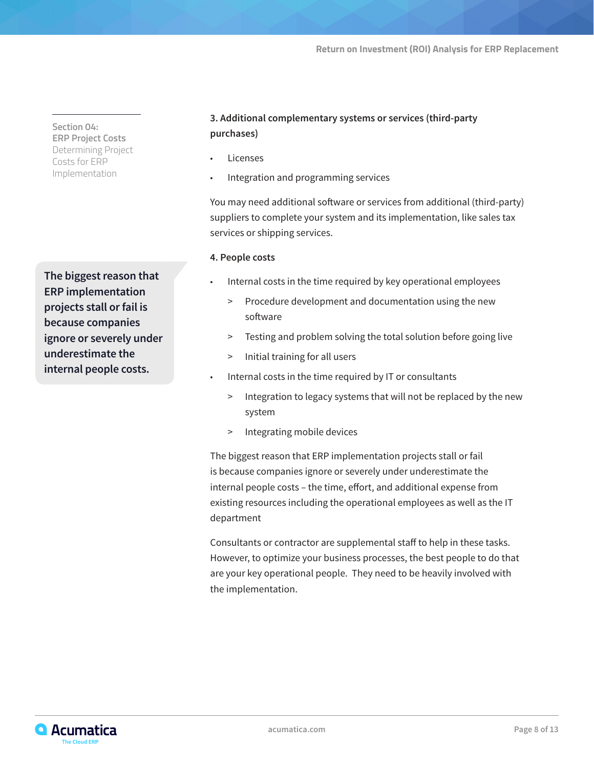Section 04:
**ERP Project Costs**
Determining Project Costs for ERP Implementation

**3. Additional complementary systems or services (third-party purchases)**

- Licenses
- Integration and programming services

You may need additional software or services from additional (third-party) suppliers to complete your system and its implementation, like sales tax services or shipping services.

**4. People costs**

> **The biggest reason that ERP implementation projects stall or fail is because companies ignore or severely under underestimate the internal people costs.**

- Internal costs in the time required by key operational employees
  - Procedure development and documentation using the new software
  - Testing and problem solving the total solution before going live
  - Initial training for all users
- Internal costs in the time required by IT or consultants
  - Integration to legacy systems that will not be replaced by the new system
  - Integrating mobile devices

The biggest reason that ERP implementation projects stall or fail is because companies ignore or severely under underestimate the internal people costs – the time, effort, and additional expense from existing resources including the operational employees as well as the IT department

Consultants or contractor are supplemental staff to help in these tasks. However, to optimize your business processes, the best people to do that are your key operational people. They need to be heavily involved with the implementation.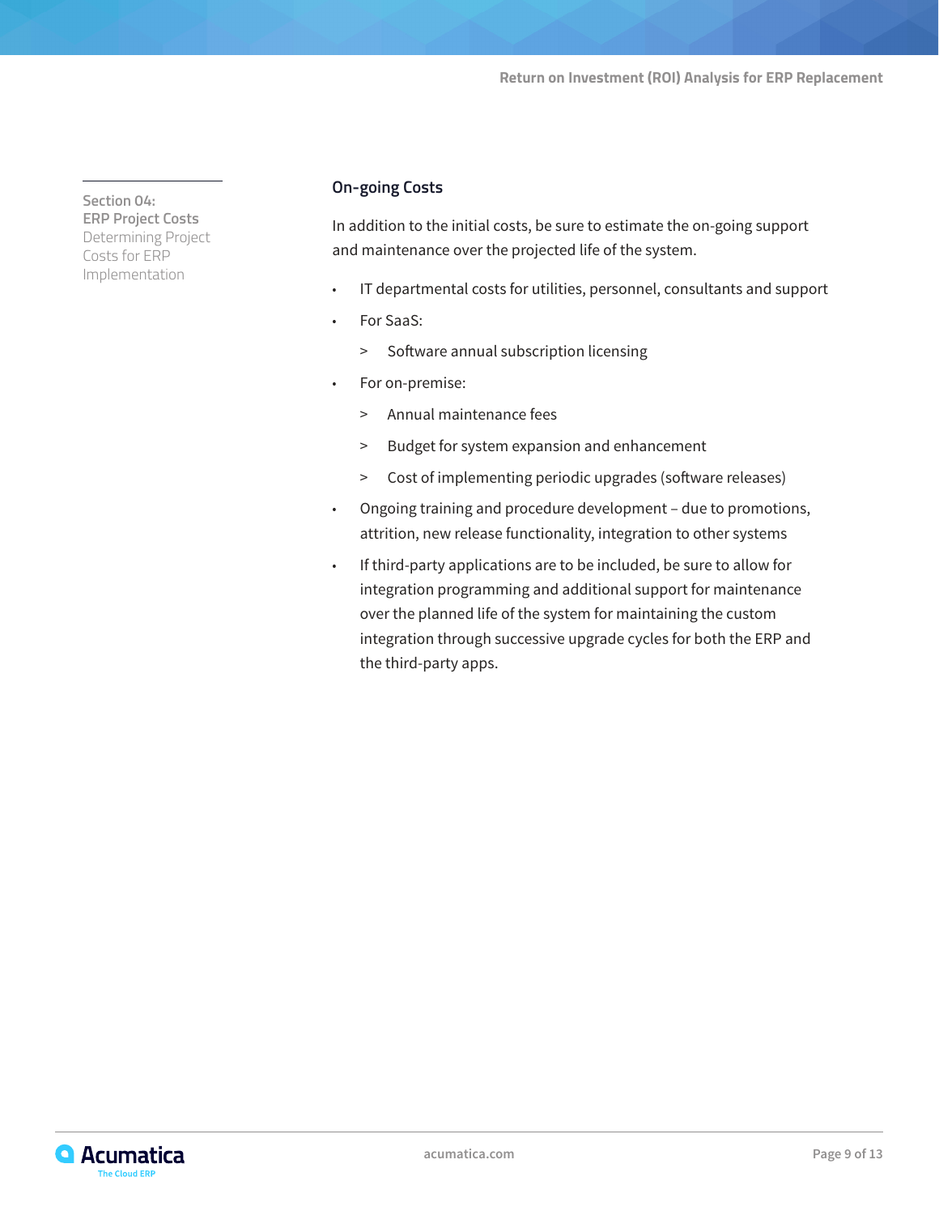Section 04:
**ERP Project Costs**
Determining Project Costs for ERP Implementation

### On-going Costs

In addition to the initial costs, be sure to estimate the on-going support and maintenance over the projected life of the system.

- IT departmental costs for utilities, personnel, consultants and support
- For SaaS:
  - Software annual subscription licensing
- For on-premise:
  - Annual maintenance fees
  - Budget for system expansion and enhancement
  - Cost of implementing periodic upgrades (software releases)
- Ongoing training and procedure development – due to promotions, attrition, new release functionality, integration to other systems
- If third-party applications are to be included, be sure to allow for integration programming and additional support for maintenance over the planned life of the system for maintaining the custom integration through successive upgrade cycles for both the ERP and the third-party apps.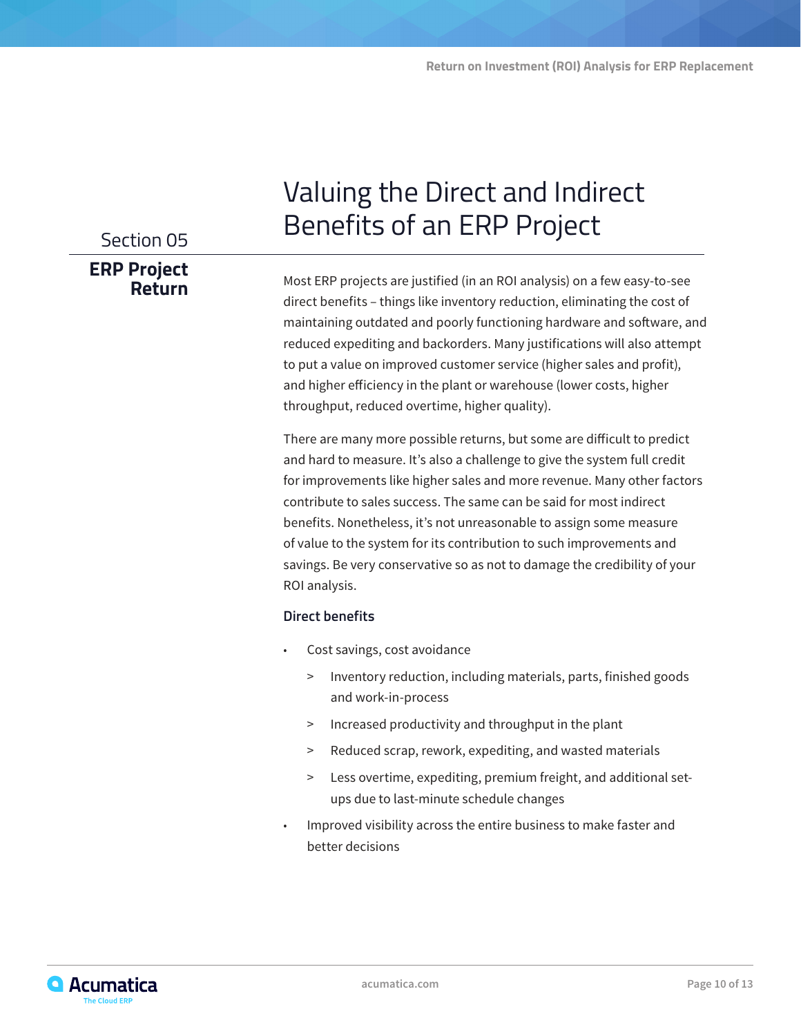Section 05

**ERP Project Return**

# Valuing the Direct and Indirect Benefits of an ERP Project

Most ERP projects are justified (in an ROI analysis) on a few easy-to-see direct benefits – things like inventory reduction, eliminating the cost of maintaining outdated and poorly functioning hardware and software, and reduced expediting and backorders. Many justifications will also attempt to put a value on improved customer service (higher sales and profit), and higher efficiency in the plant or warehouse (lower costs, higher throughput, reduced overtime, higher quality).

There are many more possible returns, but some are difficult to predict and hard to measure. It's also a challenge to give the system full credit for improvements like higher sales and more revenue. Many other factors contribute to sales success. The same can be said for most indirect benefits. Nonetheless, it's not unreasonable to assign some measure of value to the system for its contribution to such improvements and savings. Be very conservative so as not to damage the credibility of your ROI analysis.

### Direct benefits

- Cost savings, cost avoidance
  - Inventory reduction, including materials, parts, finished goods and work-in-process
  - Increased productivity and throughput in the plant
  - Reduced scrap, rework, expediting, and wasted materials
  - Less overtime, expediting, premium freight, and additional set-ups due to last-minute schedule changes
- Improved visibility across the entire business to make faster and better decisions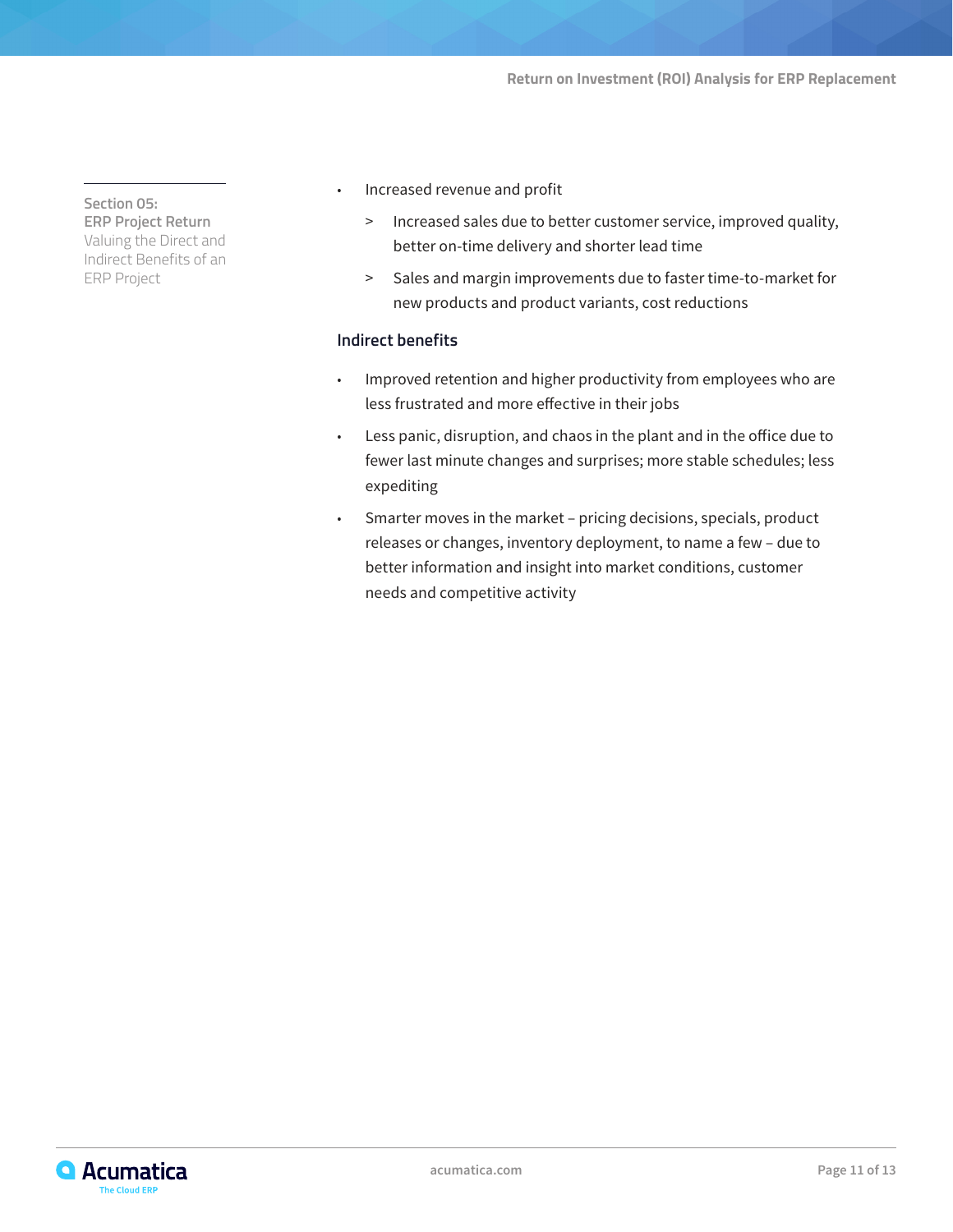Section 05:
ERP Project Return
Valuing the Direct and Indirect Benefits of an ERP Project

- Increased revenue and profit
  - Increased sales due to better customer service, improved quality, better on-time delivery and shorter lead time
  - Sales and margin improvements due to faster time-to-market for new products and product variants, cost reductions

### Indirect benefits

- Improved retention and higher productivity from employees who are less frustrated and more effective in their jobs
- Less panic, disruption, and chaos in the plant and in the office due to fewer last minute changes and surprises; more stable schedules; less expediting
- Smarter moves in the market – pricing decisions, specials, product releases or changes, inventory deployment, to name a few – due to better information and insight into market conditions, customer needs and competitive activity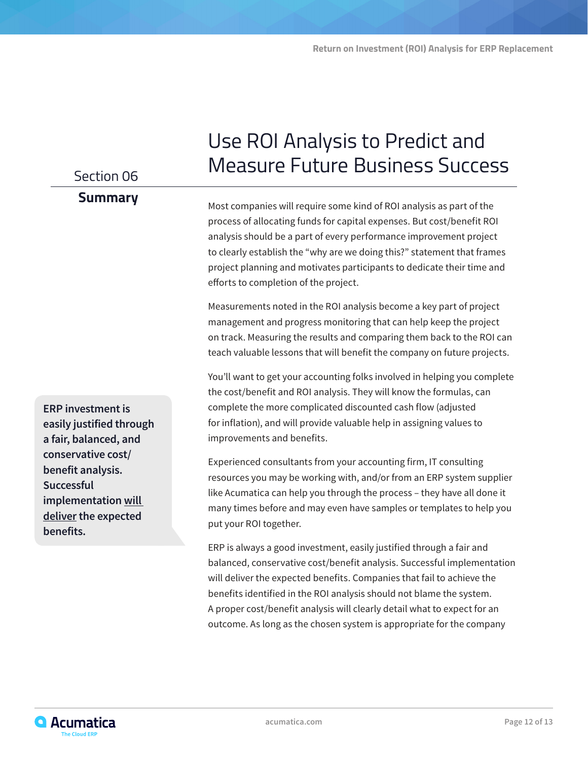Section 06

## Summary

# Use ROI Analysis to Predict and Measure Future Business Success

Most companies will require some kind of ROI analysis as part of the process of allocating funds for capital expenses. But cost/benefit ROI analysis should be a part of every performance improvement project to clearly establish the "why are we doing this?" statement that frames project planning and motivates participants to dedicate their time and efforts to completion of the project.

Measurements noted in the ROI analysis become a key part of project management and progress monitoring that can help keep the project on track. Measuring the results and comparing them back to the ROI can teach valuable lessons that will benefit the company on future projects.

**ERP investment is easily justified through a fair, balanced, and conservative cost/benefit analysis. Successful implementation <u>will deliver</u> the expected benefits.**

You'll want to get your accounting folks involved in helping you complete the cost/benefit and ROI analysis. They will know the formulas, can complete the more complicated discounted cash flow (adjusted for inflation), and will provide valuable help in assigning values to improvements and benefits.

Experienced consultants from your accounting firm, IT consulting resources you may be working with, and/or from an ERP system supplier like Acumatica can help you through the process – they have all done it many times before and may even have samples or templates to help you put your ROI together.

ERP is always a good investment, easily justified through a fair and balanced, conservative cost/benefit analysis. Successful implementation will deliver the expected benefits. Companies that fail to achieve the benefits identified in the ROI analysis should not blame the system. A proper cost/benefit analysis will clearly detail what to expect for an outcome. As long as the chosen system is appropriate for the company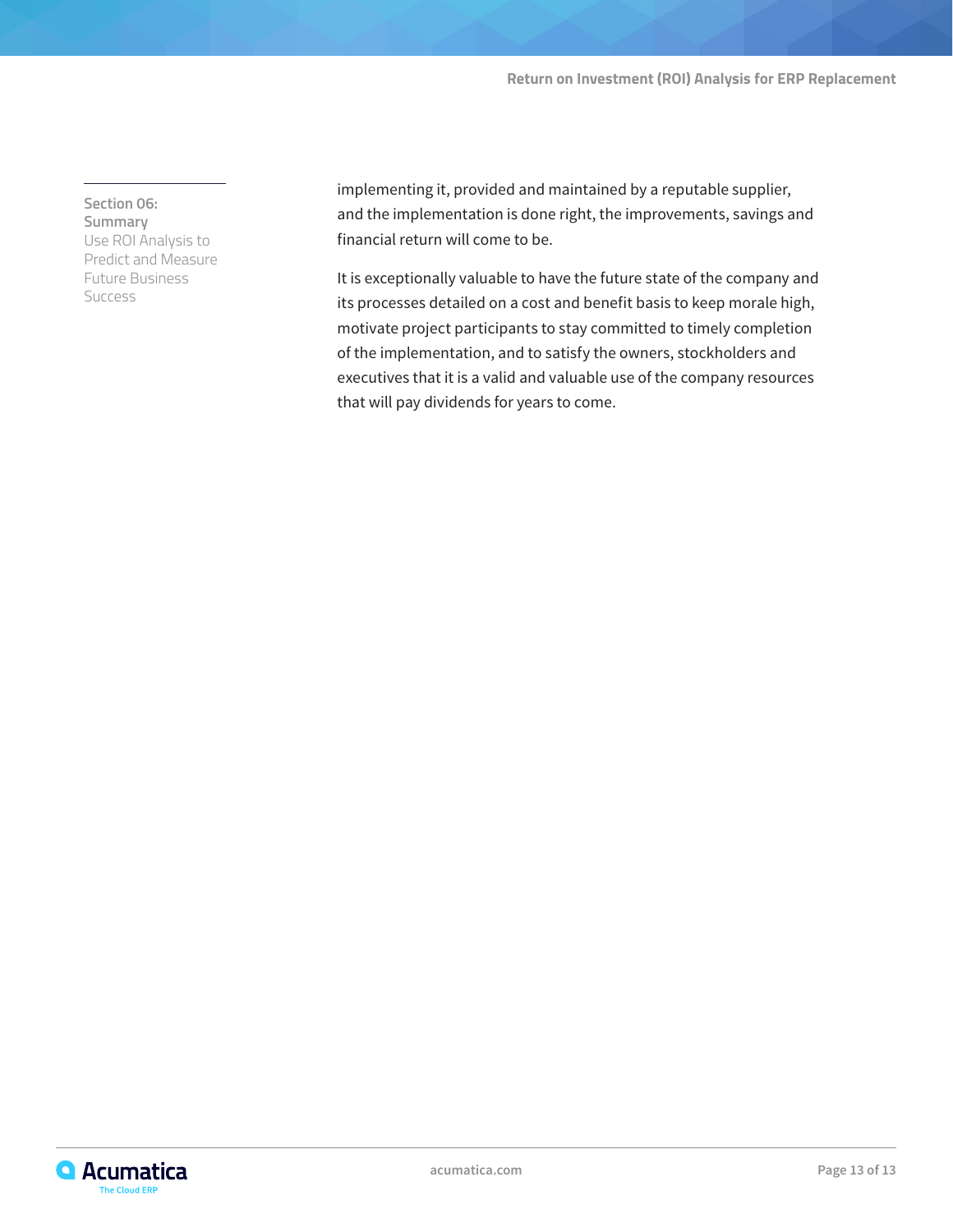Section 06: Summary

Use ROI Analysis to Predict and Measure Future Business Success

implementing it, provided and maintained by a reputable supplier, and the implementation is done right, the improvements, savings and financial return will come to be.

It is exceptionally valuable to have the future state of the company and its processes detailed on a cost and benefit basis to keep morale high, motivate project participants to stay committed to timely completion of the implementation, and to satisfy the owners, stockholders and executives that it is a valid and valuable use of the company resources that will pay dividends for years to come.